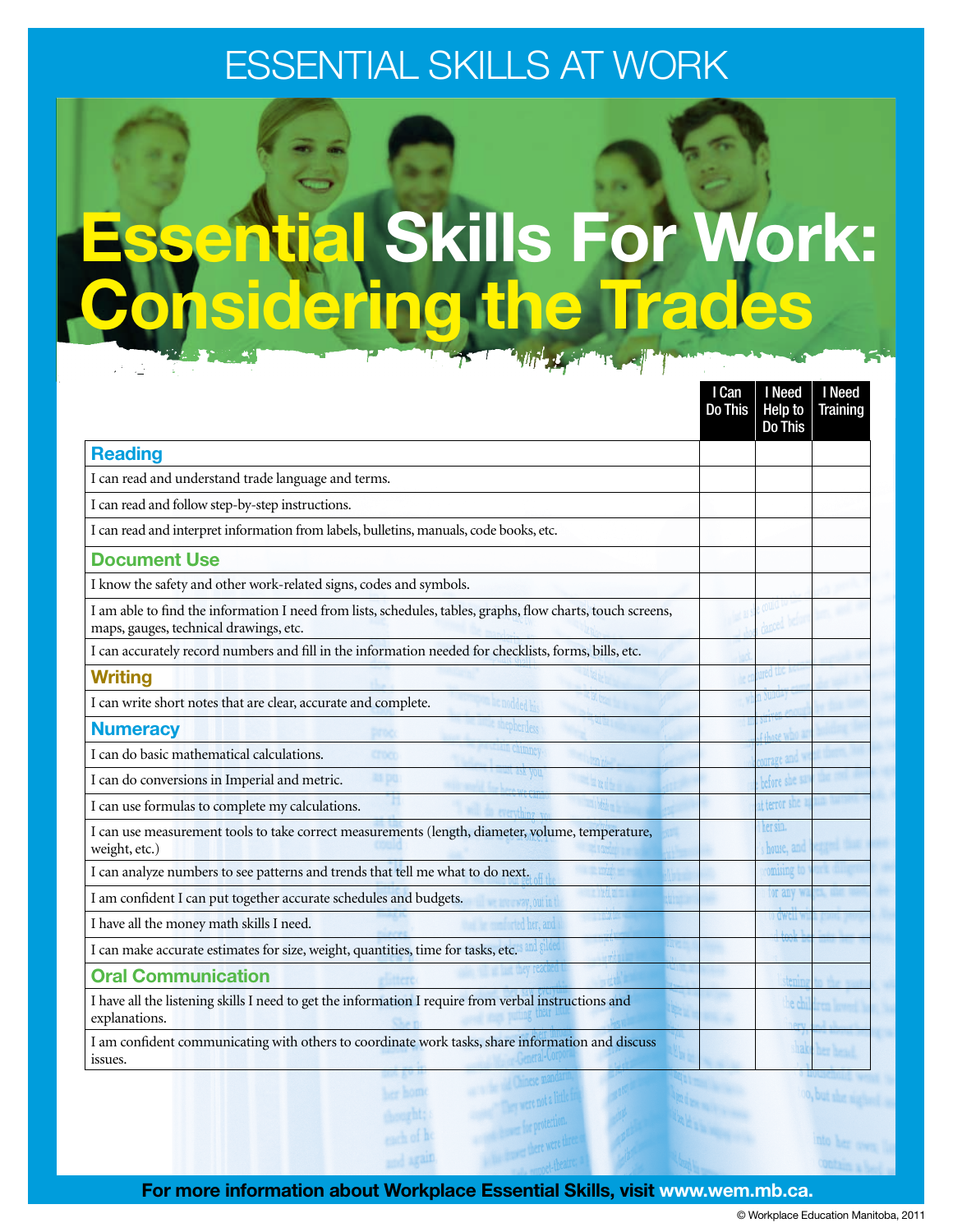# ESSENTIAL SKILLS AT WORK

# Essential Skills For Work: Considering the Trades

| | I Can Do This | I Need Help to Do This | I Need Training |
|---|---|---|---|
| **Reading** | | | |
| I can read and understand trade language and terms. | | | |
| I can read and follow step-by-step instructions. | | | |
| I can read and interpret information from labels, bulletins, manuals, code books, etc. | | | |
| **Document Use** | | | |
| I know the safety and other work-related signs, codes and symbols. | | | |
| I am able to find the information I need from lists, schedules, tables, graphs, flow charts, touch screens, maps, gauges, technical drawings, etc. | | | |
| I can accurately record numbers and fill in the information needed for checklists, forms, bills, etc. | | | |
| **Writing** | | | |
| I can write short notes that are clear, accurate and complete. | | | |
| **Numeracy** | | | |
| I can do basic mathematical calculations. | | | |
| I can do conversions in Imperial and metric. | | | |
| I can use formulas to complete my calculations. | | | |
| I can use measurement tools to take correct measurements (length, diameter, volume, temperature, weight, etc.) | | | |
| I can analyze numbers to see patterns and trends that tell me what to do next. | | | |
| I am confident I can put together accurate schedules and budgets. | | | |
| I have all the money math skills I need. | | | |
| I can make accurate estimates for size, weight, quantities, time for tasks, etc. | | | |
| **Oral Communication** | | | |
| I have all the listening skills I need to get the information I require from verbal instructions and explanations. | | | |
| I am confident communicating with others to coordinate work tasks, share information and discuss issues. | | | |

**For more information about Workplace Essential Skills, visit www.wem.mb.ca.**

© Workplace Education Manitoba, 2011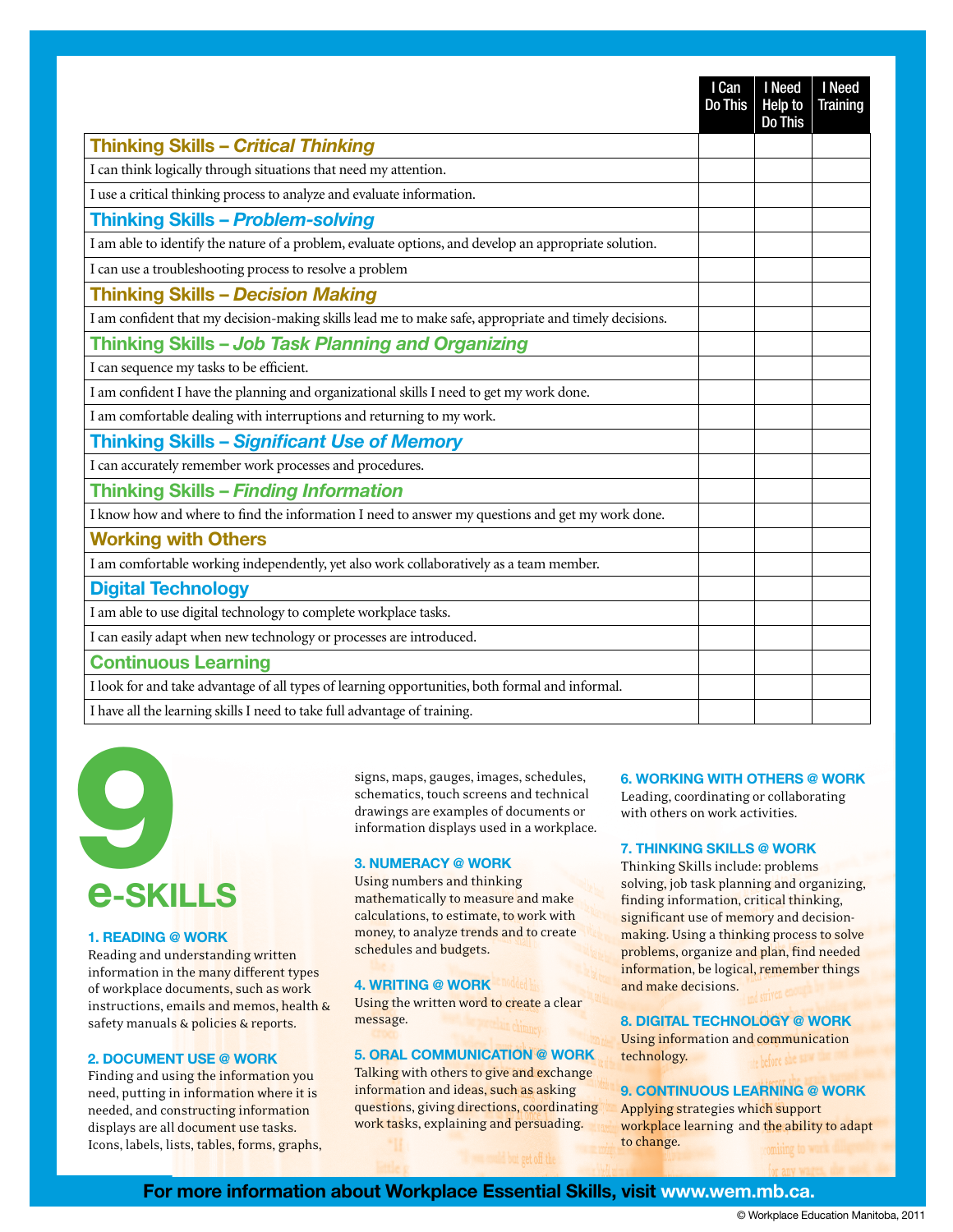| | I Can Do This | I Need Help to Do This | I Need Training |
|---|---|---|---|
| **Thinking Skills – *Critical Thinking*** | | | |
| I can think logically through situations that need my attention. | | | |
| I use a critical thinking process to analyze and evaluate information. | | | |
| **Thinking Skills – *Problem-solving*** | | | |
| I am able to identify the nature of a problem, evaluate options, and develop an appropriate solution. | | | |
| I can use a troubleshooting process to resolve a problem | | | |
| **Thinking Skills – *Decision Making*** | | | |
| I am confident that my decision-making skills lead me to make safe, appropriate and timely decisions. | | | |
| **Thinking Skills – *Job Task Planning and Organizing*** | | | |
| I can sequence my tasks to be efficient. | | | |
| I am confident I have the planning and organizational skills I need to get my work done. | | | |
| I am comfortable dealing with interruptions and returning to my work. | | | |
| **Thinking Skills – *Significant Use of Memory*** | | | |
| I can accurately remember work processes and procedures. | | | |
| **Thinking Skills – *Finding Information*** | | | |
| I know how and where to find the information I need to answer my questions and get my work done. | | | |
| **Working with Others** | | | |
| I am comfortable working independently, yet also work collaboratively as a team member. | | | |
| **Digital Technology** | | | |
| I am able to use digital technology to complete workplace tasks. | | | |
| I can easily adapt when new technology or processes are introduced. | | | |
| **Continuous Learning** | | | |
| I look for and take advantage of all types of learning opportunities, both formal and informal. | | | |
| I have all the learning skills I need to take full advantage of training. | | | |

# 9 e-SKILLS

### 1. READING @ WORK
Reading and understanding written information in the many different types of workplace documents, such as work instructions, emails and memos, health & safety manuals & policies & reports.

### 2. DOCUMENT USE @ WORK
Finding and using the information you need, putting in information where it is needed, and constructing information displays are all document use tasks. Icons, labels, lists, tables, forms, graphs, signs, maps, gauges, images, schedules, schematics, touch screens and technical drawings are examples of documents or information displays used in a workplace.

### 3. NUMERACY @ WORK
Using numbers and thinking mathematically to measure and make calculations, to estimate, to work with money, to analyze trends and to create schedules and budgets.

### 4. WRITING @ WORK
Using the written word to create a clear message.

### 5. ORAL COMMUNICATION @ WORK
Talking with others to give and exchange information and ideas, such as asking questions, giving directions, coordinating work tasks, explaining and persuading.

### 6. WORKING WITH OTHERS @ WORK
Leading, coordinating or collaborating with others on work activities.

### 7. THINKING SKILLS @ WORK
Thinking Skills include: problems solving, job task planning and organizing, finding information, critical thinking, significant use of memory and decision-making. Using a thinking process to solve problems, organize and plan, find needed information, be logical, remember things and make decisions.

### 8. DIGITAL TECHNOLOGY @ WORK
Using information and communication technology.

### 9. CONTINUOUS LEARNING @ WORK
Applying strategies which support workplace learning and the ability to adapt to change.

**For more information about Workplace Essential Skills, visit www.wem.mb.ca.**

© Workplace Education Manitoba, 2011